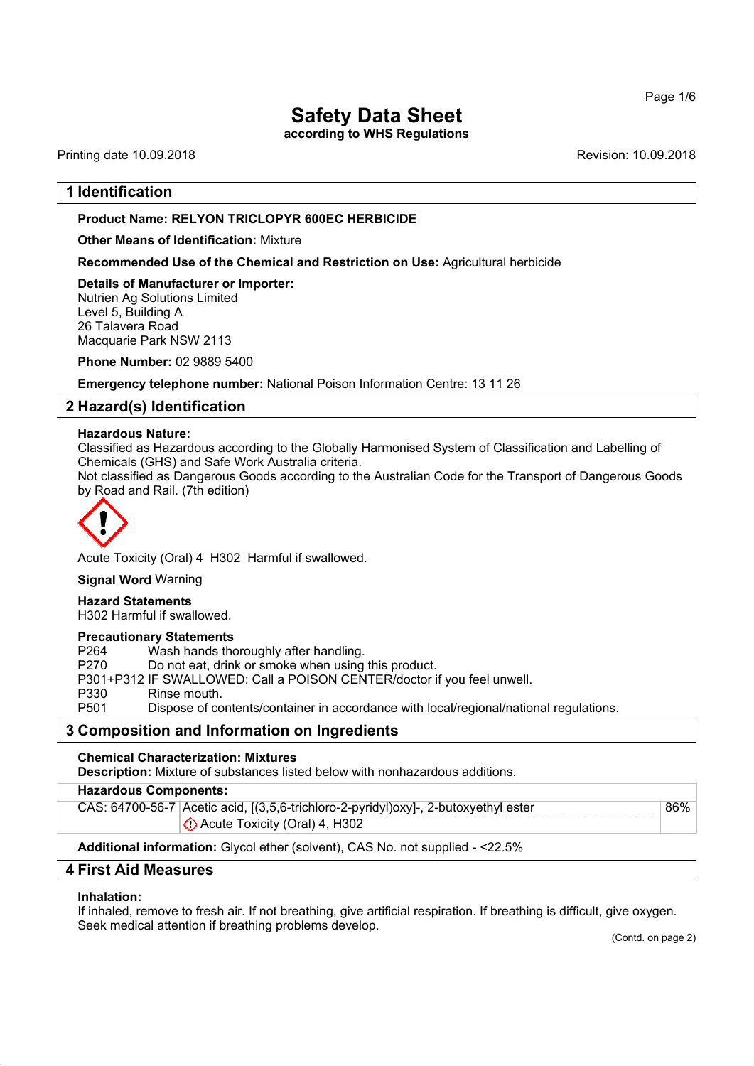# Safety Data Sheet

**according to WHS Regulations**

Printing date 10.09.2018 Revision: 10.09.2018

## 1 Identification

**Product Name: RELYON TRICLOPYR 600EC HERBICIDE**

**Other Means of Identification:** Mixture

**Recommended Use of the Chemical and Restriction on Use:** Agricultural herbicide

**Details of Manufacturer or Importer:**
Nutrien Ag Solutions Limited
Level 5, Building A
26 Talavera Road
Macquarie Park NSW 2113

**Phone Number:** 02 9889 5400

**Emergency telephone number:** National Poison Information Centre: 13 11 26

## 2 Hazard(s) Identification

**Hazardous Nature:**
Classified as Hazardous according to the Globally Harmonised System of Classification and Labelling of Chemicals (GHS) and Safe Work Australia criteria.
Not classified as Dangerous Goods according to the Australian Code for the Transport of Dangerous Goods by Road and Rail. (7th edition)

Acute Toxicity (Oral) 4 H302 Harmful if swallowed.

**Signal Word** Warning

**Hazard Statements**
H302 Harmful if swallowed.

**Precautionary Statements**

P264 Wash hands thoroughly after handling.
P270 Do not eat, drink or smoke when using this product.
P301+P312 IF SWALLOWED: Call a POISON CENTER/doctor if you feel unwell.
P330 Rinse mouth.
P501 Dispose of contents/container in accordance with local/regional/national regulations.

## 3 Composition and Information on Ingredients

**Chemical Characterization: Mixtures**
**Description:** Mixture of substances listed below with nonhazardous additions.

| **Hazardous Components:** | | |
|---|---|---|
| CAS: 64700-56-7 | Acetic acid, [(3,5,6-trichloro-2-pyridyl)oxy]-, 2-butoxyethyl ester<br>Acute Toxicity (Oral) 4, H302 | 86% |

**Additional information:** Glycol ether (solvent), CAS No. not supplied - <22.5%

## 4 First Aid Measures

**Inhalation:**
If inhaled, remove to fresh air. If not breathing, give artificial respiration. If breathing is difficult, give oxygen. Seek medical attention if breathing problems develop.

(Contd. on page 2)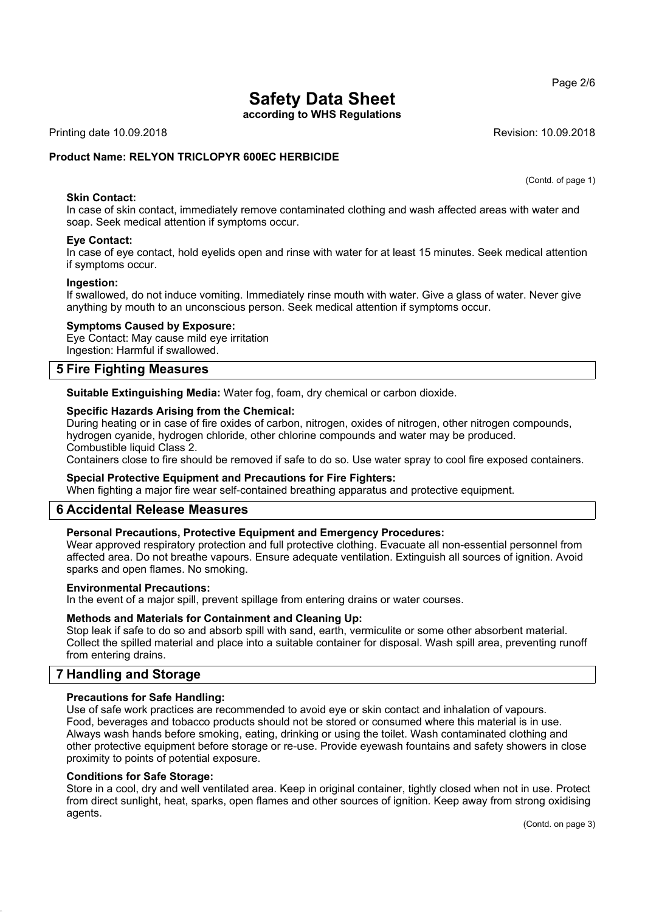(Contd. of page 1)

**Skin Contact:**
In case of skin contact, immediately remove contaminated clothing and wash affected areas with water and soap. Seek medical attention if symptoms occur.

**Eye Contact:**
In case of eye contact, hold eyelids open and rinse with water for at least 15 minutes. Seek medical attention if symptoms occur.

**Ingestion:**
If swallowed, do not induce vomiting. Immediately rinse mouth with water. Give a glass of water. Never give anything by mouth to an unconscious person. Seek medical attention if symptoms occur.

**Symptoms Caused by Exposure:**
Eye Contact: May cause mild eye irritation
Ingestion: Harmful if swallowed.

## 5 Fire Fighting Measures

**Suitable Extinguishing Media:** Water fog, foam, dry chemical or carbon dioxide.

**Specific Hazards Arising from the Chemical:**
During heating or in case of fire oxides of carbon, nitrogen, oxides of nitrogen, other nitrogen compounds, hydrogen cyanide, hydrogen chloride, other chlorine compounds and water may be produced.
Combustible liquid Class 2.
Containers close to fire should be removed if safe to do so. Use water spray to cool fire exposed containers.

**Special Protective Equipment and Precautions for Fire Fighters:**
When fighting a major fire wear self-contained breathing apparatus and protective equipment.

## 6 Accidental Release Measures

**Personal Precautions, Protective Equipment and Emergency Procedures:**
Wear approved respiratory protection and full protective clothing. Evacuate all non-essential personnel from affected area. Do not breathe vapours. Ensure adequate ventilation. Extinguish all sources of ignition. Avoid sparks and open flames. No smoking.

**Environmental Precautions:**
In the event of a major spill, prevent spillage from entering drains or water courses.

**Methods and Materials for Containment and Cleaning Up:**
Stop leak if safe to do so and absorb spill with sand, earth, vermiculite or some other absorbent material. Collect the spilled material and place into a suitable container for disposal. Wash spill area, preventing runoff from entering drains.

## 7 Handling and Storage

**Precautions for Safe Handling:**
Use of safe work practices are recommended to avoid eye or skin contact and inhalation of vapours.
Food, beverages and tobacco products should not be stored or consumed where this material is in use.
Always wash hands before smoking, eating, drinking or using the toilet. Wash contaminated clothing and other protective equipment before storage or re-use. Provide eyewash fountains and safety showers in close proximity to points of potential exposure.

**Conditions for Safe Storage:**
Store in a cool, dry and well ventilated area. Keep in original container, tightly closed when not in use. Protect from direct sunlight, heat, sparks, open flames and other sources of ignition. Keep away from strong oxidising agents.

(Contd. on page 3)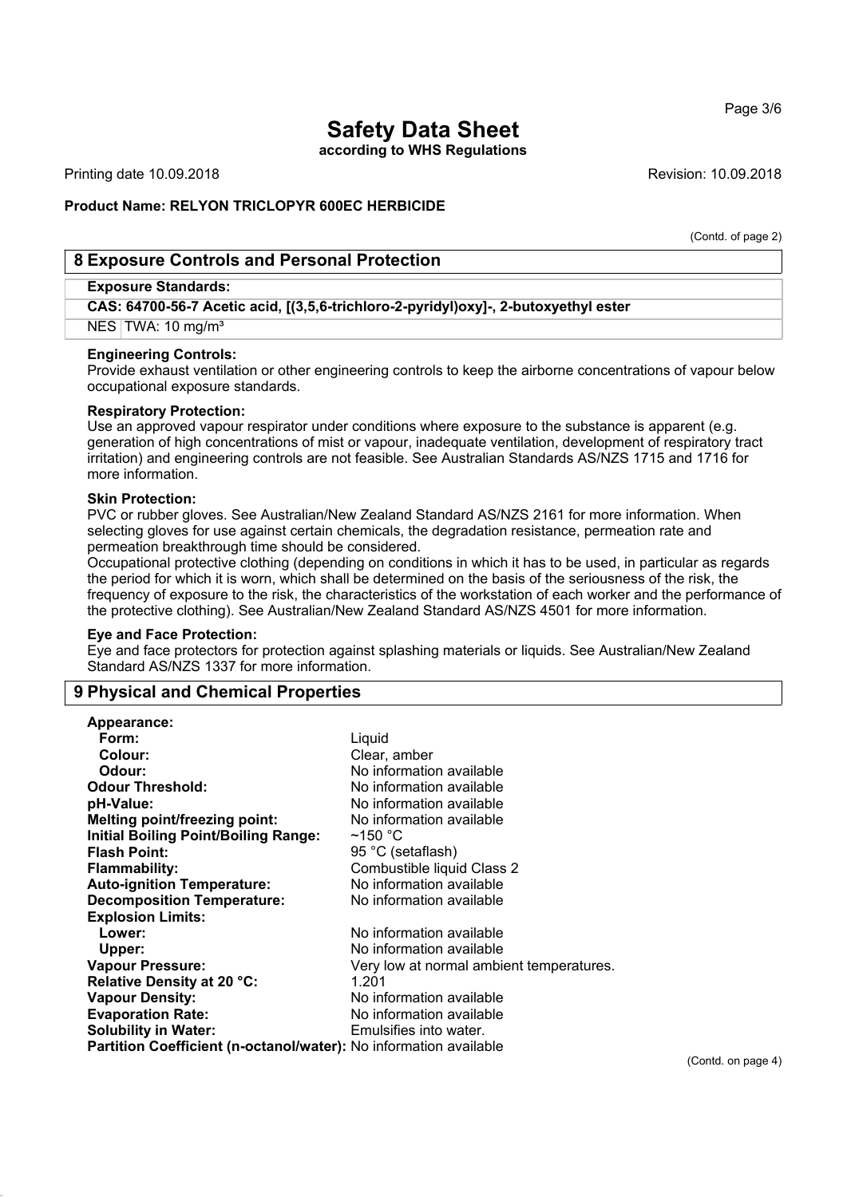# Safety Data Sheet

**according to WHS Regulations**

Printing date 10.09.2018 Revision: 10.09.2018

**Product Name: RELYON TRICLOPYR 600EC HERBICIDE**

(Contd. of page 2)

## 8 Exposure Controls and Personal Protection

**Exposure Standards:**

| **CAS: 64700-56-7 Acetic acid, [(3,5,6-trichloro-2-pyridyl)oxy]-, 2-butoxyethyl ester** | |
|---|---|
| NES | TWA: 10 mg/m³ |

**Engineering Controls:**
Provide exhaust ventilation or other engineering controls to keep the airborne concentrations of vapour below occupational exposure standards.

**Respiratory Protection:**
Use an approved vapour respirator under conditions where exposure to the substance is apparent (e.g. generation of high concentrations of mist or vapour, inadequate ventilation, development of respiratory tract irritation) and engineering controls are not feasible. See Australian Standards AS/NZS 1715 and 1716 for more information.

**Skin Protection:**
PVC or rubber gloves. See Australian/New Zealand Standard AS/NZS 2161 for more information. When selecting gloves for use against certain chemicals, the degradation resistance, permeation rate and permeation breakthrough time should be considered.
Occupational protective clothing (depending on conditions in which it has to be used, in particular as regards the period for which it is worn, which shall be determined on the basis of the seriousness of the risk, the frequency of exposure to the risk, the characteristics of the workstation of each worker and the performance of the protective clothing). See Australian/New Zealand Standard AS/NZS 4501 for more information.

**Eye and Face Protection:**
Eye and face protectors for protection against splashing materials or liquids. See Australian/New Zealand Standard AS/NZS 1337 for more information.

## 9 Physical and Chemical Properties

| | |
|---|---|
| **Appearance:** | |
| **Form:** | Liquid |
| **Colour:** | Clear, amber |
| **Odour:** | No information available |
| **Odour Threshold:** | No information available |
| **pH-Value:** | No information available |
| **Melting point/freezing point:** | No information available |
| **Initial Boiling Point/Boiling Range:** | ~150 °C |
| **Flash Point:** | 95 °C (setaflash) |
| **Flammability:** | Combustible liquid Class 2 |
| **Auto-ignition Temperature:** | No information available |
| **Decomposition Temperature:** | No information available |
| **Explosion Limits:** | |
| **Lower:** | No information available |
| **Upper:** | No information available |
| **Vapour Pressure:** | Very low at normal ambient temperatures. |
| **Relative Density at 20 °C:** | 1.201 |
| **Vapour Density:** | No information available |
| **Evaporation Rate:** | No information available |
| **Solubility in Water:** | Emulsifies into water. |
| **Partition Coefficient (n-octanol/water):** | No information available |

(Contd. on page 4)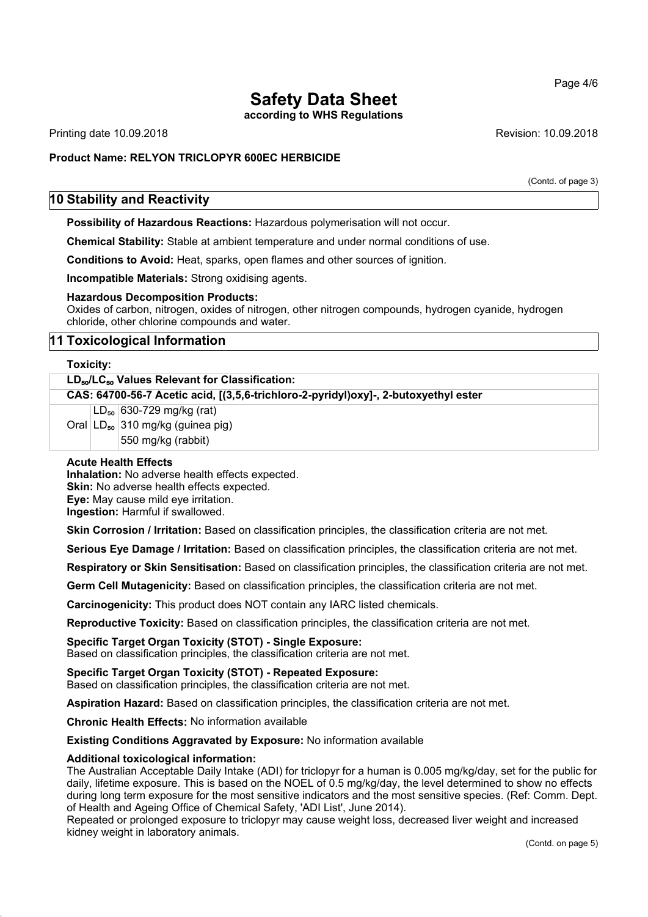# Safety Data Sheet

**according to WHS Regulations**

Printing date 10.09.2018 Revision: 10.09.2018

**Product Name: RELYON TRICLOPYR 600EC HERBICIDE**

(Contd. of page 3)

## 10 Stability and Reactivity

**Possibility of Hazardous Reactions:** Hazardous polymerisation will not occur.

**Chemical Stability:** Stable at ambient temperature and under normal conditions of use.

**Conditions to Avoid:** Heat, sparks, open flames and other sources of ignition.

**Incompatible Materials:** Strong oxidising agents.

**Hazardous Decomposition Products:**
Oxides of carbon, nitrogen, oxides of nitrogen, other nitrogen compounds, hydrogen cyanide, hydrogen chloride, other chlorine compounds and water.

## 11 Toxicological Information

**Toxicity:**

| $LD_{50}/LC_{50}$ Values Relevant for Classification: | | |
|---|---|---|
| **CAS: 64700-56-7 Acetic acid, [(3,5,6-trichloro-2-pyridyl)oxy]-, 2-butoxyethyl ester** | | |
| | $LD_{50}$ | 630-729 mg/kg (rat) |
| Oral | $LD_{50}$ | 310 mg/kg (guinea pig) |
| | | 550 mg/kg (rabbit) |

**Acute Health Effects**
**Inhalation:** No adverse health effects expected.
**Skin:** No adverse health effects expected.
**Eye:** May cause mild eye irritation.
**Ingestion:** Harmful if swallowed.

**Skin Corrosion / Irritation:** Based on classification principles, the classification criteria are not met.

**Serious Eye Damage / Irritation:** Based on classification principles, the classification criteria are not met.

**Respiratory or Skin Sensitisation:** Based on classification principles, the classification criteria are not met.

**Germ Cell Mutagenicity:** Based on classification principles, the classification criteria are not met.

**Carcinogenicity:** This product does NOT contain any IARC listed chemicals.

**Reproductive Toxicity:** Based on classification principles, the classification criteria are not met.

**Specific Target Organ Toxicity (STOT) - Single Exposure:**
Based on classification principles, the classification criteria are not met.

**Specific Target Organ Toxicity (STOT) - Repeated Exposure:**
Based on classification principles, the classification criteria are not met.

**Aspiration Hazard:** Based on classification principles, the classification criteria are not met.

**Chronic Health Effects:** No information available

**Existing Conditions Aggravated by Exposure:** No information available

**Additional toxicological information:**
The Australian Acceptable Daily Intake (ADI) for triclopyr for a human is 0.005 mg/kg/day, set for the public for daily, lifetime exposure. This is based on the NOEL of 0.5 mg/kg/day, the level determined to show no effects during long term exposure for the most sensitive indicators and the most sensitive species. (Ref: Comm. Dept. of Health and Ageing Office of Chemical Safety, 'ADI List', June 2014).
Repeated or prolonged exposure to triclopyr may cause weight loss, decreased liver weight and increased kidney weight in laboratory animals.

(Contd. on page 5)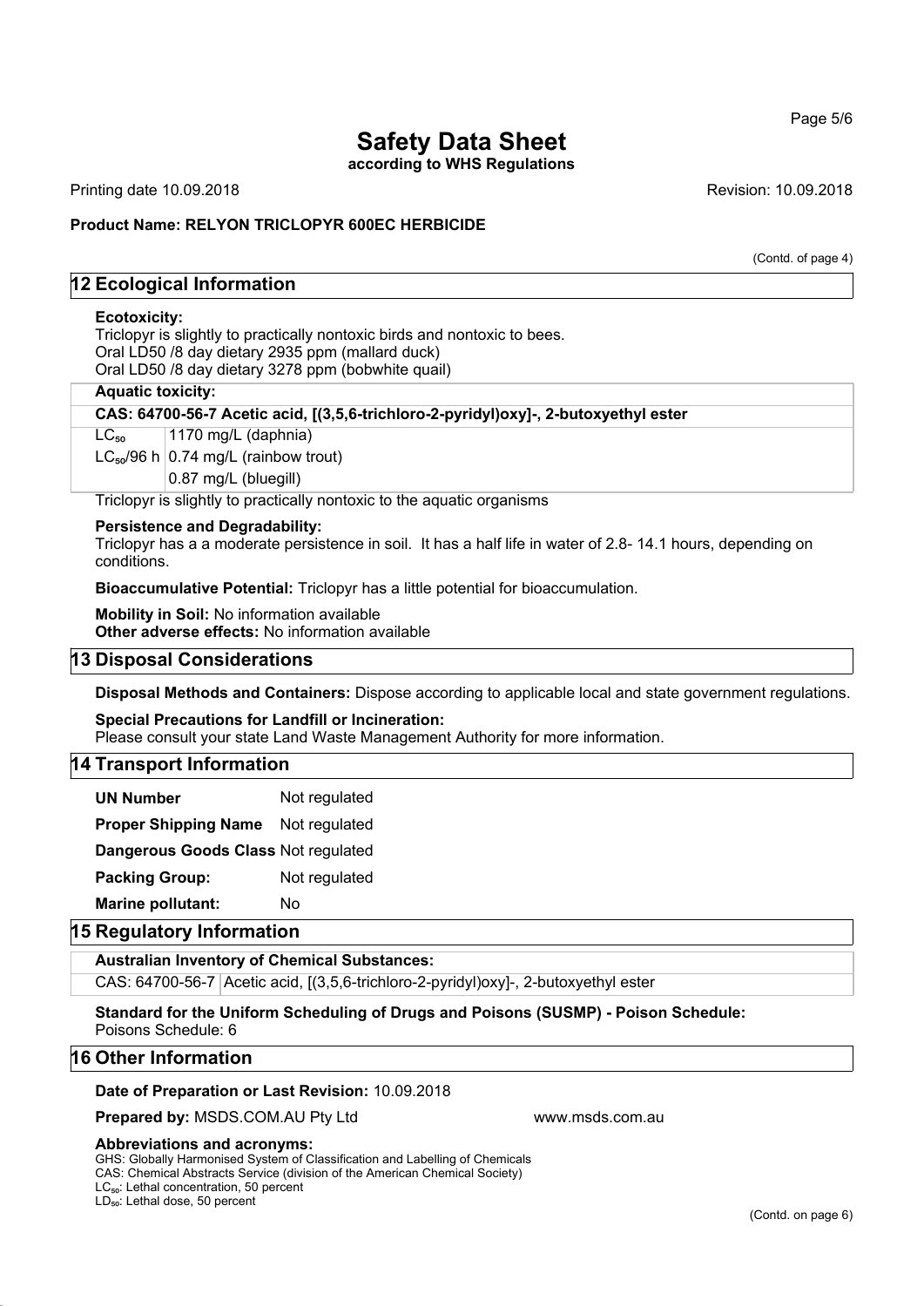(Contd. of page 4)

## 12 Ecological Information

**Ecotoxicity:**
Triclopyr is slightly to practically nontoxic birds and nontoxic to bees.
Oral LD50 /8 day dietary 2935 ppm (mallard duck)
Oral LD50 /8 day dietary 3278 ppm (bobwhite quail)

**Aquatic toxicity:**

| CAS: 64700-56-7 Acetic acid, [(3,5,6-trichloro-2-pyridyl)oxy]-, 2-butoxyethyl ester | |
|---|---|
| $LC_{50}$ | 1170 mg/L (daphnia) |
| $LC_{50}$/96 h | 0.74 mg/L (rainbow trout) |
| | 0.87 mg/L (bluegill) |

Triclopyr is slightly to practically nontoxic to the aquatic organisms

**Persistence and Degradability:**
Triclopyr has a a moderate persistence in soil. It has a half life in water of 2.8- 14.1 hours, depending on conditions.

**Bioaccumulative Potential:** Triclopyr has a little potential for bioaccumulation.

**Mobility in Soil:** No information available
**Other adverse effects:** No information available

## 13 Disposal Considerations

**Disposal Methods and Containers:** Dispose according to applicable local and state government regulations.

**Special Precautions for Landfill or Incineration:**
Please consult your state Land Waste Management Authority for more information.

## 14 Transport Information

| | |
|---|---|
| **UN Number** | Not regulated |
| **Proper Shipping Name** | Not regulated |
| **Dangerous Goods Class** | Not regulated |
| **Packing Group:** | Not regulated |
| **Marine pollutant:** | No |

## 15 Regulatory Information

**Australian Inventory of Chemical Substances:**

| | |
|---|---|
| CAS: 64700-56-7 | Acetic acid, [(3,5,6-trichloro-2-pyridyl)oxy]-, 2-butoxyethyl ester |

**Standard for the Uniform Scheduling of Drugs and Poisons (SUSMP) - Poison Schedule:**
Poisons Schedule: 6

## 16 Other Information

**Date of Preparation or Last Revision:** 10.09.2018

**Prepared by:** MSDS.COM.AU Pty Ltd www.msds.com.au

**Abbreviations and acronyms:**
GHS: Globally Harmonised System of Classification and Labelling of Chemicals
CAS: Chemical Abstracts Service (division of the American Chemical Society)
$LC_{50}$: Lethal concentration, 50 percent
$LD_{50}$: Lethal dose, 50 percent

(Contd. on page 6)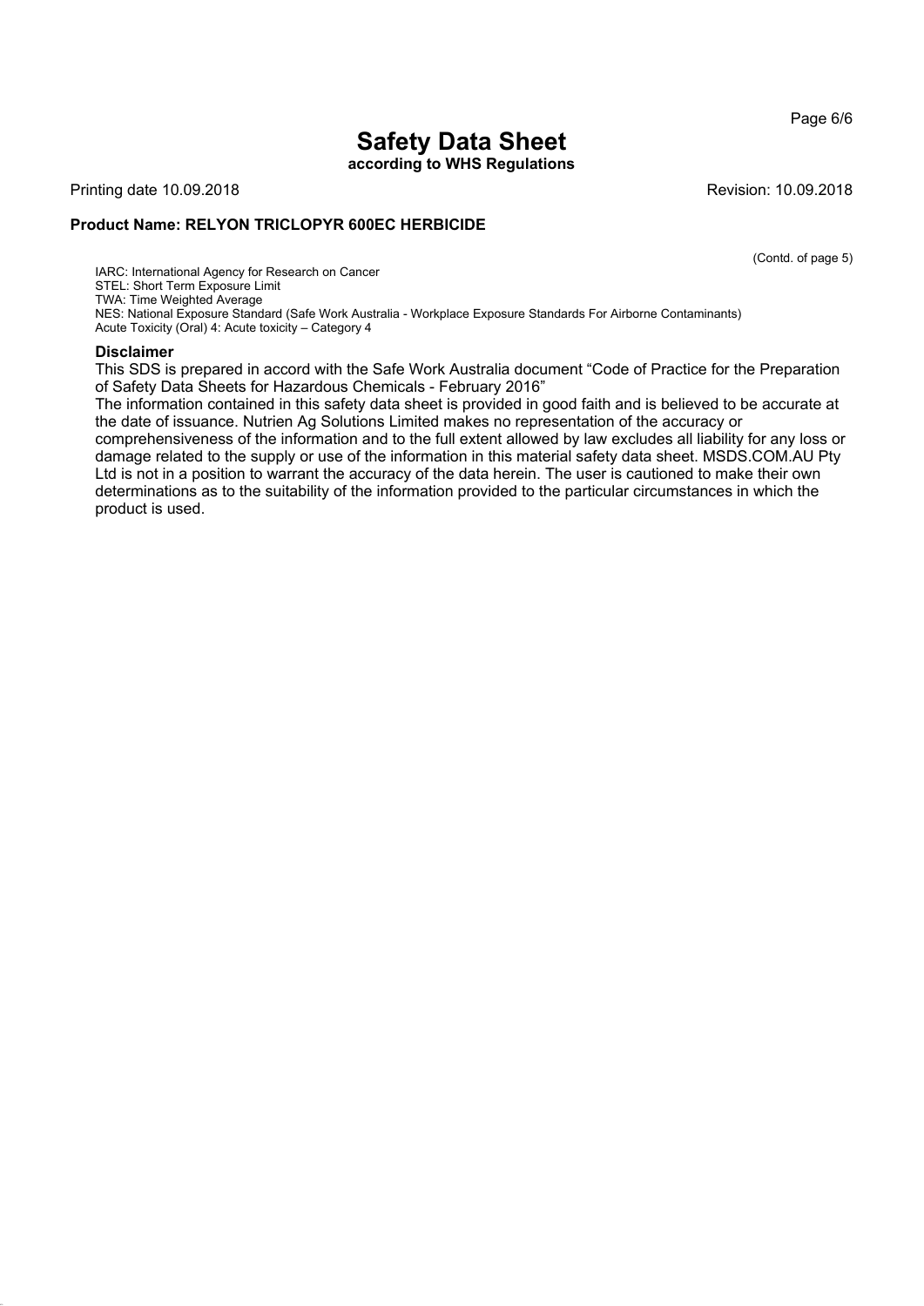IARC: International Agency for Research on Cancer
STEL: Short Term Exposure Limit
TWA: Time Weighted Average
NES: National Exposure Standard (Safe Work Australia - Workplace Exposure Standards For Airborne Contaminants)
Acute Toxicity (Oral) 4: Acute toxicity – Category 4

**Disclaimer**

This SDS is prepared in accord with the Safe Work Australia document "Code of Practice for the Preparation of Safety Data Sheets for Hazardous Chemicals - February 2016"

The information contained in this safety data sheet is provided in good faith and is believed to be accurate at the date of issuance. Nutrien Ag Solutions Limited makes no representation of the accuracy or comprehensiveness of the information and to the full extent allowed by law excludes all liability for any loss or damage related to the supply or use of the information in this material safety data sheet. MSDS.COM.AU Pty Ltd is not in a position to warrant the accuracy of the data herein. The user is cautioned to make their own determinations as to the suitability of the information provided to the particular circumstances in which the product is used.